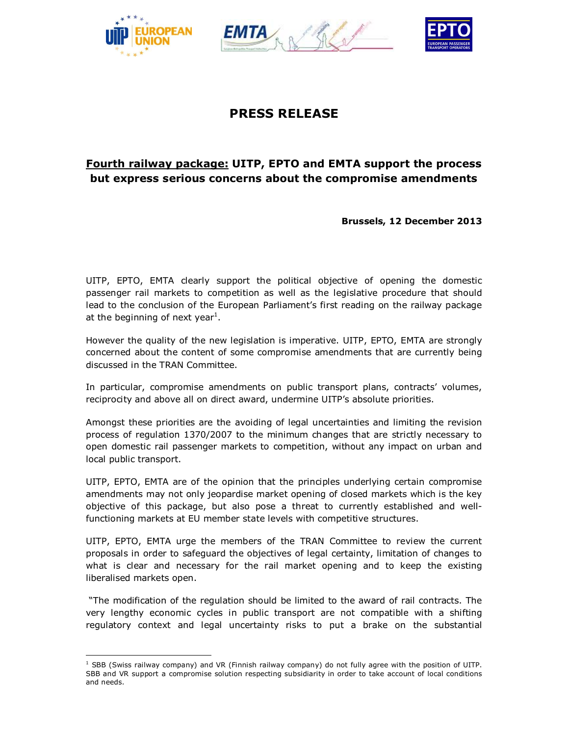# PRESS RELEASE

## <u>Fourth railway package:</u> UITP, EPTO and EMTA support the process but express serious concerns about the compromise amendments

**Brussels, 12 December 2013**

UITP, EPTO, EMTA clearly support the political objective of opening the domestic passenger rail markets to competition as well as the legislative procedure that should lead to the conclusion of the European Parliament's first reading on the railway package at the beginning of next year[1].

However the quality of the new legislation is imperative. UITP, EPTO, EMTA are strongly concerned about the content of some compromise amendments that are currently being discussed in the TRAN Committee.

In particular, compromise amendments on public transport plans, contracts' volumes, reciprocity and above all on direct award, undermine UITP's absolute priorities.

Amongst these priorities are the avoiding of legal uncertainties and limiting the revision process of regulation 1370/2007 to the minimum changes that are strictly necessary to open domestic rail passenger markets to competition, without any impact on urban and local public transport.

UITP, EPTO, EMTA are of the opinion that the principles underlying certain compromise amendments may not only jeopardise market opening of closed markets which is the key objective of this package, but also pose a threat to currently established and well-functioning markets at EU member state levels with competitive structures.

UITP, EPTO, EMTA urge the members of the TRAN Committee to review the current proposals in order to safeguard the objectives of legal certainty, limitation of changes to what is clear and necessary for the rail market opening and to keep the existing liberalised markets open.

"The modification of the regulation should be limited to the award of rail contracts. The very lengthy economic cycles in public transport are not compatible with a shifting regulatory context and legal uncertainty risks to put a brake on the substantial

---

[1] SBB (Swiss railway company) and VR (Finnish railway company) do not fully agree with the position of UITP. SBB and VR support a compromise solution respecting subsidiarity in order to take account of local conditions and needs.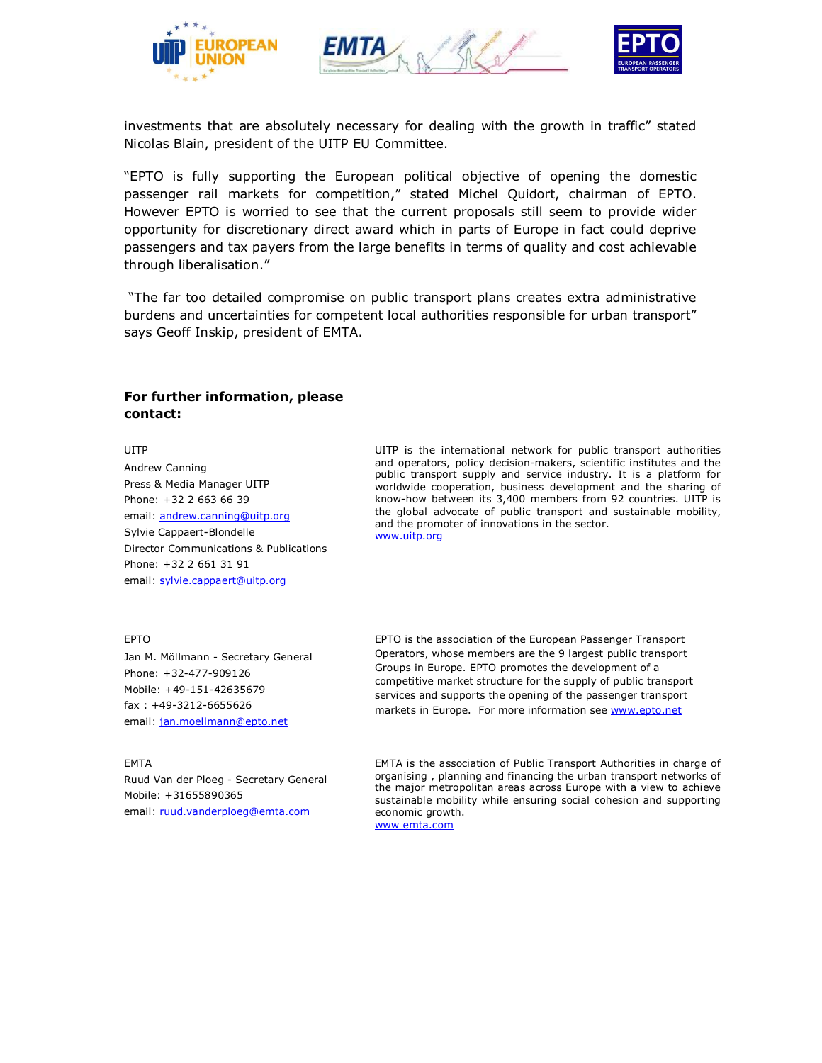investments that are absolutely necessary for dealing with the growth in traffic" stated Nicolas Blain, president of the UITP EU Committee.

"EPTO is fully supporting the European political objective of opening the domestic passenger rail markets for competition," stated Michel Quidort, chairman of EPTO. However EPTO is worried to see that the current proposals still seem to provide wider opportunity for discretionary direct award which in parts of Europe in fact could deprive passengers and tax payers from the large benefits in terms of quality and cost achievable through liberalisation."

"The far too detailed compromise on public transport plans creates extra administrative burdens and uncertainties for competent local authorities responsible for urban transport" says Geoff Inskip, president of EMTA.

**For further information, please contact:**

UITP
Andrew Canning
Press & Media Manager UITP
Phone: +32 2 663 66 39
email: andrew.canning@uitp.org
Sylvie Cappaert-Blondelle
Director Communications & Publications
Phone: +32 2 661 31 91
email: sylvie.cappaert@uitp.org

UITP is the international network for public transport authorities and operators, policy decision-makers, scientific institutes and the public transport supply and service industry. It is a platform for worldwide cooperation, business development and the sharing of know-how between its 3,400 members from 92 countries. UITP is the global advocate of public transport and sustainable mobility, and the promoter of innovations in the sector.
www.uitp.org

EPTO
Jan M. Möllmann - Secretary General
Phone: +32-477-909126
Mobile: +49-151-42635679
fax : +49-3212-6655626
email: jan.moellmann@epto.net

EPTO is the association of the European Passenger Transport Operators, whose members are the 9 largest public transport Groups in Europe. EPTO promotes the development of a competitive market structure for the supply of public transport services and supports the opening of the passenger transport markets in Europe. For more information see www.epto.net

EMTA
Ruud Van der Ploeg - Secretary General
Mobile: +31655890365
email: ruud.vanderploeg@emta.com

EMTA is the association of Public Transport Authorities in charge of organising , planning and financing the urban transport networks of the major metropolitan areas across Europe with a view to achieve sustainable mobility while ensuring social cohesion and supporting economic growth.
www emta.com